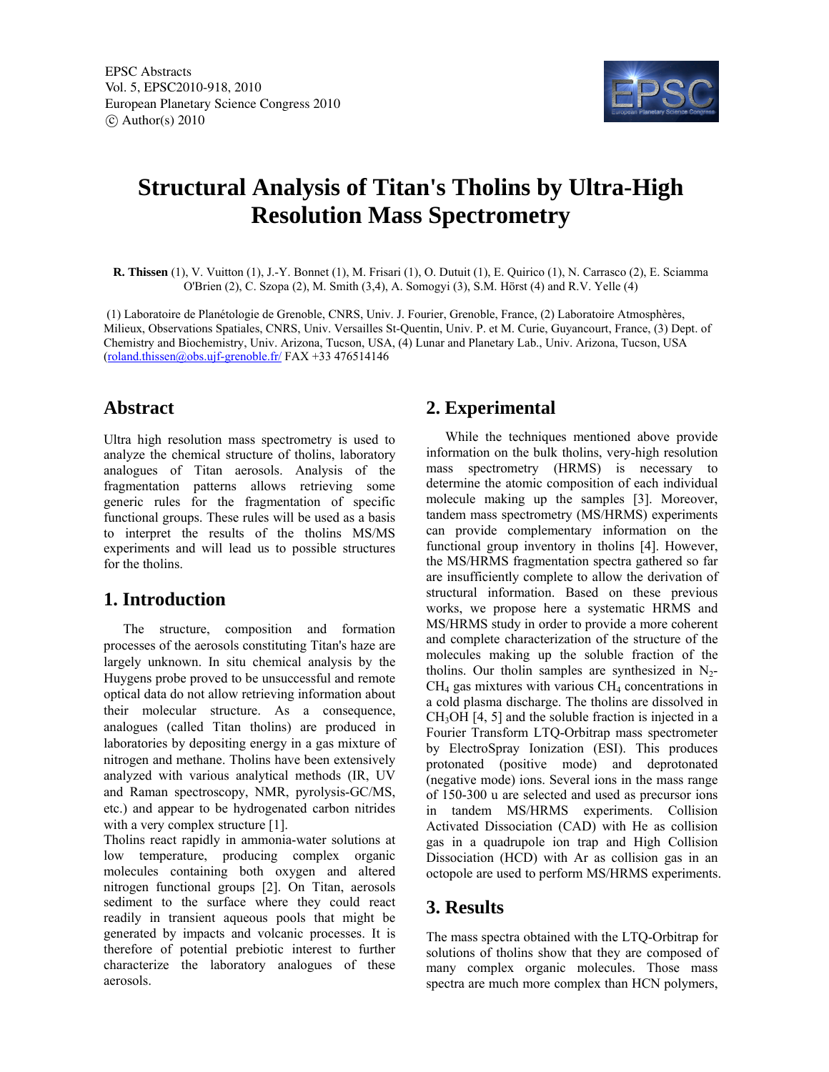EPSC Abstracts
Vol. 5, EPSC2010-918, 2010
European Planetary Science Congress 2010
© Author(s) 2010

# Structural Analysis of Titan's Tholins by Ultra-High Resolution Mass Spectrometry

**R. Thissen** (1), V. Vuitton (1), J.-Y. Bonnet (1), M. Frisari (1), O. Dutuit (1), E. Quirico (1), N. Carrasco (2), E. Sciamma O'Brien (2), C. Szopa (2), M. Smith (3,4), A. Somogyi (3), S.M. Hörst (4) and R.V. Yelle (4)

(1) Laboratoire de Planétologie de Grenoble, CNRS, Univ. J. Fourier, Grenoble, France, (2) Laboratoire Atmosphères, Milieux, Observations Spatiales, CNRS, Univ. Versailles St-Quentin, Univ. P. et M. Curie, Guyancourt, France, (3) Dept. of Chemistry and Biochemistry, Univ. Arizona, Tucson, USA, (4) Lunar and Planetary Lab., Univ. Arizona, Tucson, USA (roland.thissen@obs.ujf-grenoble.fr/ FAX +33 476514146

## Abstract

Ultra high resolution mass spectrometry is used to analyze the chemical structure of tholins, laboratory analogues of Titan aerosols. Analysis of the fragmentation patterns allows retrieving some generic rules for the fragmentation of specific functional groups. These rules will be used as a basis to interpret the results of the tholins MS/MS experiments and will lead us to possible structures for the tholins.

## 1. Introduction

The structure, composition and formation processes of the aerosols constituting Titan's haze are largely unknown. In situ chemical analysis by the Huygens probe proved to be unsuccessful and remote optical data do not allow retrieving information about their molecular structure. As a consequence, analogues (called Titan tholins) are produced in laboratories by depositing energy in a gas mixture of nitrogen and methane. Tholins have been extensively analyzed with various analytical methods (IR, UV and Raman spectroscopy, NMR, pyrolysis-GC/MS, etc.) and appear to be hydrogenated carbon nitrides with a very complex structure [1].

Tholins react rapidly in ammonia-water solutions at low temperature, producing complex organic molecules containing both oxygen and altered nitrogen functional groups [2]. On Titan, aerosols sediment to the surface where they could react readily in transient aqueous pools that might be generated by impacts and volcanic processes. It is therefore of potential prebiotic interest to further characterize the laboratory analogues of these aerosols.

## 2. Experimental

While the techniques mentioned above provide information on the bulk tholins, very-high resolution mass spectrometry (HRMS) is necessary to determine the atomic composition of each individual molecule making up the samples [3]. Moreover, tandem mass spectrometry (MS/HRMS) experiments can provide complementary information on the functional group inventory in tholins [4]. However, the MS/HRMS fragmentation spectra gathered so far are insufficiently complete to allow the derivation of structural information. Based on these previous works, we propose here a systematic HRMS and MS/HRMS study in order to provide a more coherent and complete characterization of the structure of the molecules making up the soluble fraction of the tholins. Our tholin samples are synthesized in $N_2$-$CH_4$ gas mixtures with various $CH_4$ concentrations in a cold plasma discharge. The tholins are dissolved in $CH_3OH$ [4, 5] and the soluble fraction is injected in a Fourier Transform LTQ-Orbitrap mass spectrometer by ElectroSpray Ionization (ESI). This produces protonated (positive mode) and deprotonated (negative mode) ions. Several ions in the mass range of 150-300 u are selected and used as precursor ions in tandem MS/HRMS experiments. Collision Activated Dissociation (CAD) with He as collision gas in a quadrupole ion trap and High Collision Dissociation (HCD) with Ar as collision gas in an octopole are used to perform MS/HRMS experiments.

## 3. Results

The mass spectra obtained with the LTQ-Orbitrap for solutions of tholins show that they are composed of many complex organic molecules. Those mass spectra are much more complex than HCN polymers,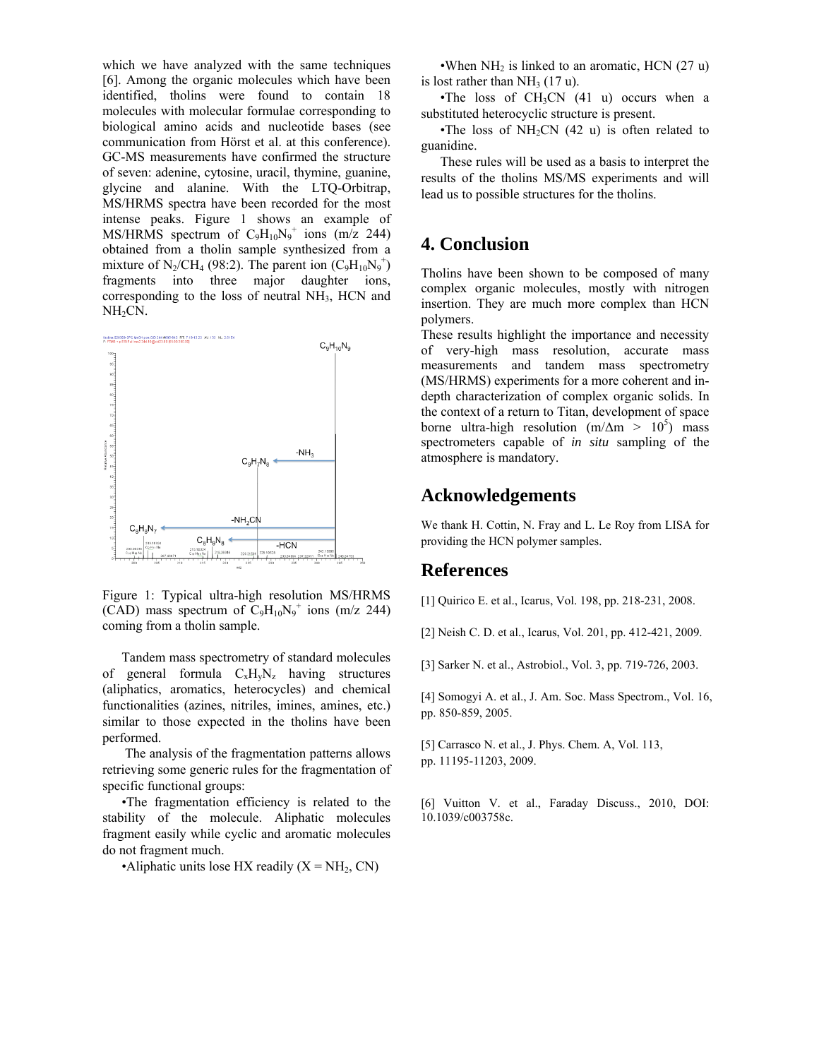which we have analyzed with the same techniques [6]. Among the organic molecules which have been identified, tholins were found to contain 18 molecules with molecular formulae corresponding to biological amino acids and nucleotide bases (see communication from Hörst et al. at this conference). GC-MS measurements have confirmed the structure of seven: adenine, cytosine, uracil, thymine, guanine, glycine and alanine. With the LTQ-Orbitrap, MS/HRMS spectra have been recorded for the most intense peaks. Figure 1 shows an example of MS/HRMS spectrum of $C_9H_{10}N_9^+$ ions (m/z 244) obtained from a tholin sample synthesized from a mixture of $N_2/CH_4$ (98:2). The parent ion ($C_9H_{10}N_9^+$) fragments into three major daughter ions, corresponding to the loss of neutral $NH_3$, HCN and $NH_2CN$.

$C_9H_{10}N_9$

$-NH_3$

$C_9H_7N_8$

$-NH_2CN$

$C_8H_8N_7$

$C_8H_9N_8$

-HCN

Figure 1: Typical ultra-high resolution MS/HRMS (CAD) mass spectrum of $C_9H_{10}N_9^+$ ions (m/z 244) coming from a tholin sample.

Tandem mass spectrometry of standard molecules of general formula $C_xH_yN_z$ having structures (aliphatics, aromatics, heterocycles) and chemical functionalities (azines, nitriles, imines, amines, etc.) similar to those expected in the tholins have been performed.

The analysis of the fragmentation patterns allows retrieving some generic rules for the fragmentation of specific functional groups:

•The fragmentation efficiency is related to the stability of the molecule. Aliphatic molecules fragment easily while cyclic and aromatic molecules do not fragment much.

•Aliphatic units lose HX readily (X = $NH_2$, CN)

•When $NH_2$ is linked to an aromatic, HCN (27 u) is lost rather than $NH_3$ (17 u).

•The loss of $CH_3CN$ (41 u) occurs when a substituted heterocyclic structure is present.

•The loss of $NH_2CN$ (42 u) is often related to guanidine.

These rules will be used as a basis to interpret the results of the tholins MS/MS experiments and will lead us to possible structures for the tholins.

# 4. Conclusion

Tholins have been shown to be composed of many complex organic molecules, mostly with nitrogen insertion. They are much more complex than HCN polymers.

These results highlight the importance and necessity of very-high mass resolution, accurate mass measurements and tandem mass spectrometry (MS/HRMS) experiments for a more coherent and in-depth characterization of complex organic solids. In the context of a return to Titan, development of space borne ultra-high resolution ($m/\Delta m > 10^5$) mass spectrometers capable of *in situ* sampling of the atmosphere is mandatory.

# Acknowledgements

We thank H. Cottin, N. Fray and L. Le Roy from LISA for providing the HCN polymer samples.

# References

[1] Quirico E. et al., Icarus, Vol. 198, pp. 218-231, 2008.

[2] Neish C. D. et al., Icarus, Vol. 201, pp. 412-421, 2009.

[3] Sarker N. et al., Astrobiol., Vol. 3, pp. 719-726, 2003.

[4] Somogyi A. et al., J. Am. Soc. Mass Spectrom., Vol. 16, pp. 850-859, 2005.

[5] Carrasco N. et al., J. Phys. Chem. A, Vol. 113, pp. 11195-11203, 2009.

[6] Vuitton V. et al., Faraday Discuss., 2010, DOI: 10.1039/c003758c.